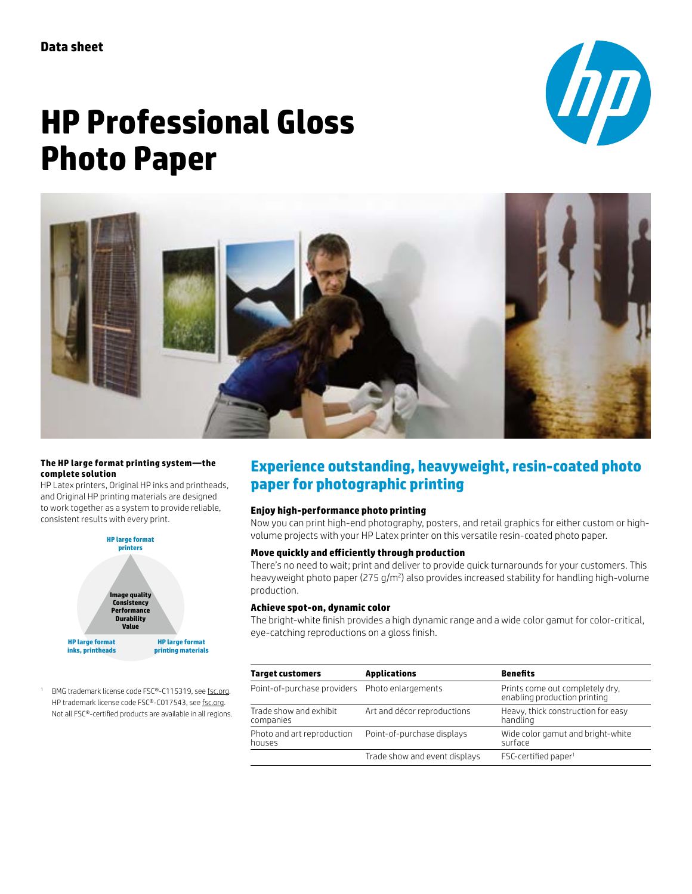Data sheet

# HP Professional Gloss Photo Paper

**The HP large format printing system—the complete solution**

HP Latex printers, Original HP inks and printheads, and Original HP printing materials are designed to work together as a system to provide reliable, consistent results with every print.

HP large format printers

Image quality
Consistency
Performance
Durability
Value

HP large format inks, printheads

HP large format printing materials

## Experience outstanding, heavyweight, resin-coated photo paper for photographic printing

### Enjoy high-performance photo printing

Now you can print high-end photography, posters, and retail graphics for either custom or high-volume projects with your HP Latex printer on this versatile resin-coated photo paper.

### Move quickly and efficiently through production

There's no need to wait; print and deliver to provide quick turnarounds for your customers. This heavyweight photo paper (275 g/m$^2$) also provides increased stability for handling high-volume production.

### Achieve spot-on, dynamic color

The bright-white finish provides a high dynamic range and a wide color gamut for color-critical, eye-catching reproductions on a gloss finish.

| Target customers | Applications | Benefits |
|---|---|---|
| Point-of-purchase providers | Photo enlargements | Prints come out completely dry, enabling production printing |
| Trade show and exhibit companies | Art and décor reproductions | Heavy, thick construction for easy handling |
| Photo and art reproduction houses | Point-of-purchase displays | Wide color gamut and bright-white surface |
| | Trade show and event displays | FSC-certified paper[1] |

[1] BMG trademark license code FSC®-C115319, see fsc.org. HP trademark license code FSC®-C017543, see fsc.org. Not all FSC®-certified products are available in all regions.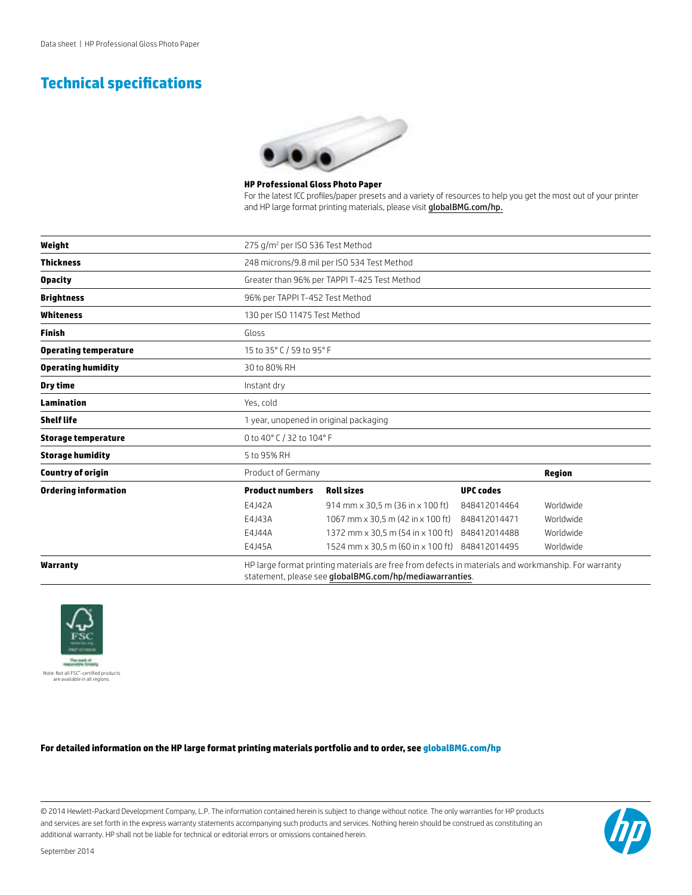## Technical specifications

**HP Professional Gloss Photo Paper**

For the latest ICC profiles/paper presets and a variety of resources to help you get the most out of your printer and HP large format printing materials, please visit globalBMG.com/hp.

| | | | | |
|---|---|---|---|---|
| **Weight** | 275 g/m² per ISO 536 Test Method | | | |
| **Thickness** | 248 microns/9.8 mil per ISO 534 Test Method | | | |
| **Opacity** | Greater than 96% per TAPPI T-425 Test Method | | | |
| **Brightness** | 96% per TAPPI T-452 Test Method | | | |
| **Whiteness** | 130 per ISO 11475 Test Method | | | |
| **Finish** | Gloss | | | |
| **Operating temperature** | 15 to 35° C / 59 to 95° F | | | |
| **Operating humidity** | 30 to 80% RH | | | |
| **Dry time** | Instant dry | | | |
| **Lamination** | Yes, cold | | | |
| **Shelf life** | 1 year, unopened in original packaging | | | |
| **Storage temperature** | 0 to 40° C / 32 to 104° F | | | |
| **Storage humidity** | 5 to 95% RH | | | |
| **Country of origin** | Product of Germany | | | **Region** |
| **Ordering information** | **Product numbers** | **Roll sizes** | **UPC codes** | |
| | E4J42A | 914 mm x 30,5 m (36 in x 100 ft) | 848412014464 | Worldwide |
| | E4J43A | 1067 mm x 30,5 m (42 in x 100 ft) | 848412014471 | Worldwide |
| | E4J44A | 1372 mm x 30,5 m (54 in x 100 ft) | 848412014488 | Worldwide |
| | E4J45A | 1524 mm x 30,5 m (60 in x 100 ft) | 848412014495 | Worldwide |
| **Warranty** | HP large format printing materials are free from defects in materials and workmanship. For warranty statement, please see globalBMG.com/hp/mediawarranties. | | | |

Note: Not all FSC®-certified products are available in all regions.

**For detailed information on the HP large format printing materials portfolio and to order, see globalBMG.com/hp**

© 2014 Hewlett-Packard Development Company, L.P. The information contained herein is subject to change without notice. The only warranties for HP products and services are set forth in the express warranty statements accompanying such products and services. Nothing herein should be construed as constituting an additional warranty. HP shall not be liable for technical or editorial errors or omissions contained herein.

September 2014